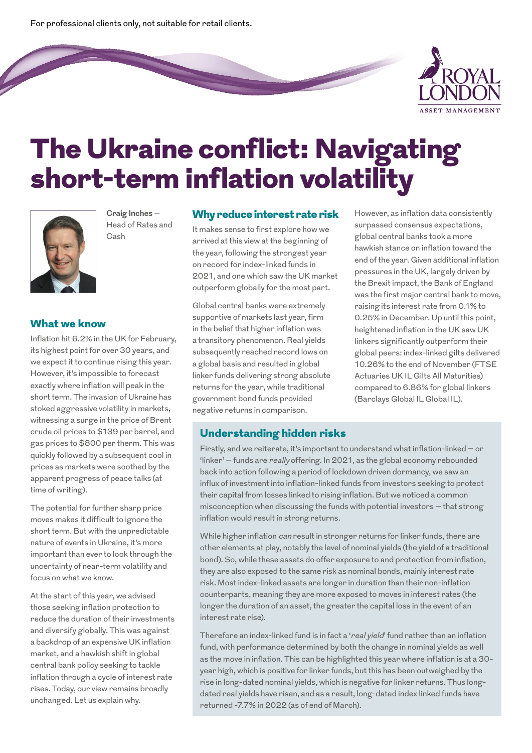For professional clients only, not suitable for retail clients.

# The Ukraine conflict: Navigating short-term inflation volatility

**Craig Inches** – Head of Rates and Cash

## What we know

Inflation hit 6.2% in the UK for February, its highest point for over 30 years, and we expect it to continue rising this year. However, it's impossible to forecast exactly where inflation will peak in the short term. The invasion of Ukraine has stoked aggressive volatility in markets, witnessing a surge in the price of Brent crude oil prices to $139 per barrel, and gas prices to $800 per therm. This was quickly followed by a subsequent cool in prices as markets were soothed by the apparent progress of peace talks (at time of writing).

The potential for further sharp price moves makes it difficult to ignore the short term. But with the unpredictable nature of events in Ukraine, it's more important than ever to look through the uncertainty of near-term volatility and focus on what we know.

At the start of this year, we advised those seeking inflation protection to reduce the duration of their investments and diversify globally. This was against a backdrop of an expensive UK inflation market, and a hawkish shift in global central bank policy seeking to tackle inflation through a cycle of interest rate rises. Today, our view remains broadly unchanged. Let us explain why.

## Why reduce interest rate risk

It makes sense to first explore how we arrived at this view at the beginning of the year, following the strongest year on record for index-linked funds in 2021, and one which saw the UK market outperform globally for the most part.

Global central banks were extremely supportive of markets last year, firm in the belief that higher inflation was a transitory phenomenon. Real yields subsequently reached record lows on a global basis and resulted in global linker funds delivering strong absolute returns for the year, while traditional government bond funds provided negative returns in comparison.

However, as inflation data consistently surpassed consensus expectations, global central banks took a more hawkish stance on inflation toward the end of the year. Given additional inflation pressures in the UK, largely driven by the Brexit impact, the Bank of England was the first major central bank to move, raising its interest rate from 0.1% to 0.25% in December. Up until this point, heightened inflation in the UK saw UK linkers significantly outperform their global peers: index-linked gilts delivered 10.26% to the end of November (FTSE Actuaries UK IL Gilts All Maturities) compared to 6.86% for global linkers (Barclays Global IL Global IL).

## Understanding hidden risks

Firstly, and we reiterate, it's important to understand what inflation-linked – or 'linker' – funds are *really* offering. In 2021, as the global economy rebounded back into action following a period of lockdown driven dormancy, we saw an influx of investment into inflation-linked funds from investors seeking to protect their capital from losses linked to rising inflation. But we noticed a common misconception when discussing the funds with potential investors – that strong inflation would result in strong returns.

While higher inflation *can* result in stronger returns for linker funds, there are other elements at play, notably the level of nominal yields (the yield of a traditional bond). So, while these assets do offer exposure to and protection from inflation, they are also exposed to the same risk as nominal bonds, mainly interest rate risk. Most index-linked assets are longer in duration than their non-inflation counterparts, meaning they are more exposed to moves in interest rates (the longer the duration of an asset, the greater the capital loss in the event of an interest rate rise).

Therefore an index-linked fund is in fact a '*real yield*' fund rather than an inflation fund, with performance determined by both the change in nominal yields as well as the move in inflation. This can be highlighted this year where inflation is at a 30-year high, which is positive for linker funds, but this has been outweighed by the rise in long-dated nominal yields, which is negative for linker returns. Thus long-dated real yields have risen, and as a result, long-dated index linked funds have returned -7.7% in 2022 (as of end of March).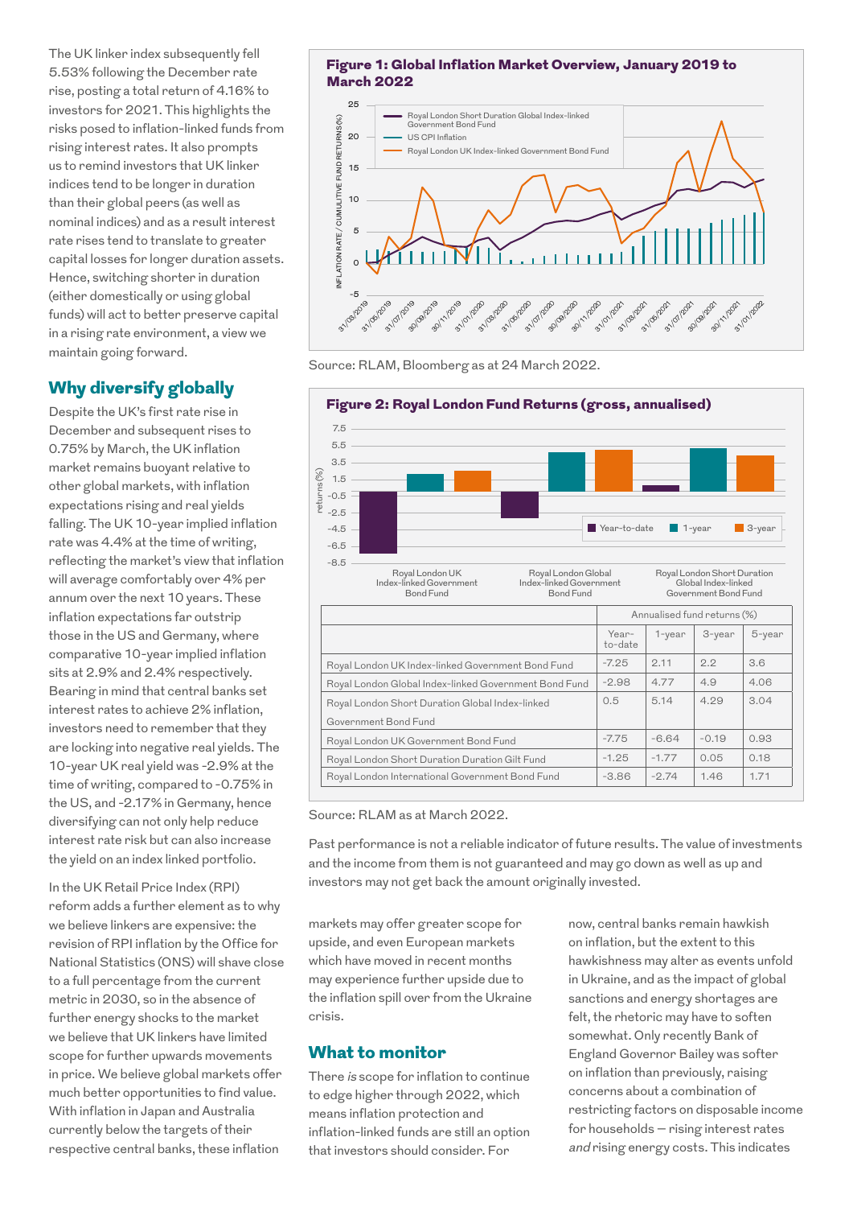The UK linker index subsequently fell 5.53% following the December rate rise, posting a total return of 4.16% to investors for 2021. This highlights the risks posed to inflation-linked funds from rising interest rates. It also prompts us to remind investors that UK linker indices tend to be longer in duration than their global peers (as well as nominal indices) and as a result interest rate rises tend to translate to greater capital losses for longer duration assets. Hence, switching shorter in duration (either domestically or using global funds) will act to better preserve capital in a rising rate environment, a view we maintain going forward.

## Why diversify globally

Despite the UK's first rate rise in December and subsequent rises to 0.75% by March, the UK inflation market remains buoyant relative to other global markets, with inflation expectations rising and real yields falling. The UK 10-year implied inflation rate was 4.4% at the time of writing, reflecting the market's view that inflation will average comfortably over 4% per annum over the next 10 years. These inflation expectations far outstrip those in the US and Germany, where comparative 10-year implied inflation sits at 2.9% and 2.4% respectively. Bearing in mind that central banks set interest rates to achieve 2% inflation, investors need to remember that they are locking into negative real yields. The 10-year UK real yield was -2.9% at the time of writing, compared to -0.75% in the US, and -2.17% in Germany, hence diversifying can not only help reduce interest rate risk but can also increase the yield on an index linked portfolio.

In the UK Retail Price Index (RPI) reform adds a further element as to why we believe linkers are expensive: the revision of RPI inflation by the Office for National Statistics (ONS) will shave close to a full percentage from the current metric in 2030, so in the absence of further energy shocks to the market we believe that UK linkers have limited scope for further upwards movements in price. We believe global markets offer much better opportunities to find value. With inflation in Japan and Australia currently below the targets of their respective central banks, these inflation markets may offer greater scope for upside, and even European markets which have moved in recent months may experience further upside due to the inflation spill over from the Ukraine crisis.

**Figure 1: Global Inflation Market Overview, January 2019 to March 2022**

Source: RLAM, Bloomberg as at 24 March 2022.

**Figure 2: Royal London Fund Returns (gross, annualised)**

| | Annualised fund returns (%) | | | |
|---|---|---|---|---|
| | Year-to-date | 1-year | 3-year | 5-year |
| Royal London UK Index-linked Government Bond Fund | -7.25 | 2.11 | 2.2 | 3.6 |
| Royal London Global Index-linked Government Bond Fund | -2.98 | 4.77 | 4.9 | 4.06 |
| Royal London Short Duration Global Index-linked Government Bond Fund | 0.5 | 5.14 | 4.29 | 3.04 |
| Royal London UK Government Bond Fund | -7.75 | -6.64 | -0.19 | 0.93 |
| Royal London Short Duration Duration Gilt Fund | -1.25 | -1.77 | 0.05 | 0.18 |
| Royal London International Government Bond Fund | -3.86 | -2.74 | 1.46 | 1.71 |

Source: RLAM as at March 2022.

Past performance is not a reliable indicator of future results. The value of investments and the income from them is not guaranteed and may go down as well as up and investors may not get back the amount originally invested.

## What to monitor

There *is* scope for inflation to continue to edge higher through 2022, which means inflation protection and inflation-linked funds are still an option that investors should consider. For now, central banks remain hawkish on inflation, but the extent to this hawkishness may alter as events unfold in Ukraine, and as the impact of global sanctions and energy shortages are felt, the rhetoric may have to soften somewhat. Only recently Bank of England Governor Bailey was softer on inflation than previously, raising concerns about a combination of restricting factors on disposable income for households – rising interest rates *and* rising energy costs. This indicates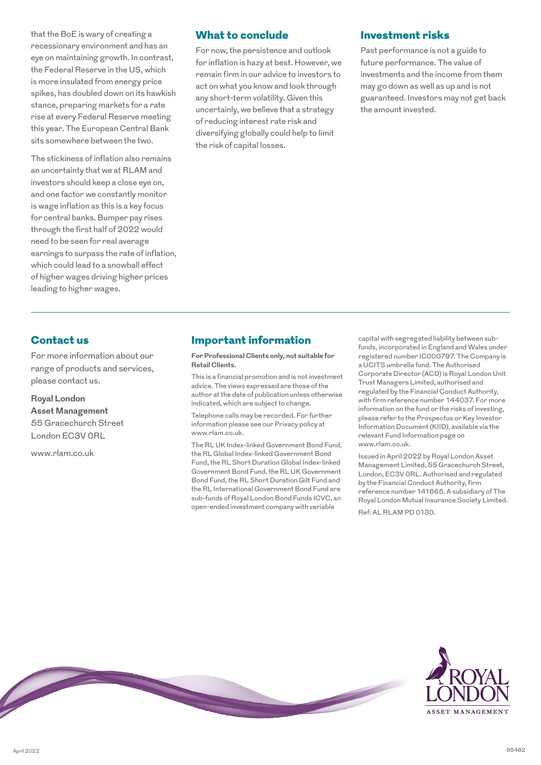that the BoE is wary of creating a recessionary environment and has an eye on maintaining growth. In contrast, the Federal Reserve in the US, which is more insulated from energy price spikes, has doubled down on its hawkish stance, preparing markets for a rate rise at every Federal Reserve meeting this year. The European Central Bank sits somewhere between the two.

The stickiness of inflation also remains an uncertainty that we at RLAM and investors should keep a close eye on, and one factor we constantly monitor is wage inflation as this is a key focus for central banks. Bumper pay rises through the first half of 2022 would need to be seen for real average earnings to surpass the rate of inflation, which could lead to a snowball effect of higher wages driving higher prices leading to higher wages.

## What to conclude

For now, the persistence and outlook for inflation is hazy at best. However, we remain firm in our advice to investors to act on what you know and look through any short-term volatility. Given this uncertainly, we believe that a strategy of reducing interest rate risk and diversifying globally could help to limit the risk of capital losses.

## Investment risks

Past performance is not a guide to future performance. The value of investments and the income from them may go down as well as up and is not guaranteed. Investors may not get back the amount invested.

## Contact us

For more information about our range of products and services, please contact us.

**Royal London Asset Management**
55 Gracechurch Street
London EC3V 0RL

www.rlam.co.uk

## Important information

**For Professional Clients only, not suitable for Retail Clients.**

This is a financial promotion and is not investment advice. The views expressed are those of the author at the date of publication unless otherwise indicated, which are subject to change.

Telephone calls may be recorded. For further information please see our Privacy policy at www.rlam.co.uk.

The RL UK Index-linked Government Bond Fund, the RL Global Index-linked Government Bond Fund, the RL Short Duration Global Index-linked Government Bond Fund, the RL UK Government Bond Fund, the RL Short Duration Gilt Fund and the RL International Government Bond Fund are sub-funds of Royal London Bond Funds ICVC, an open-ended investment company with variable capital with segregated liability between sub-funds, incorporated in England and Wales under registered number IC000797. The Company is a UCITS umbrella fund. The Authorised Corporate Director (ACD) is Royal London Unit Trust Managers Limited, authorised and regulated by the Financial Conduct Authority, with firm reference number 144037. For more information on the fund or the risks of investing, please refer to the Prospectus or Key Investor Information Document (KIID), available via the relevant Fund Information page on www.rlam.co.uk.

Issued in April 2022 by Royal London Asset Management Limited, 55 Gracechurch Street, London, EC3V 0RL. Authorised and regulated by the Financial Conduct Authority, firm reference number 141665. A subsidiary of The Royal London Mutual Insurance Society Limited.

Ref: AL RLAM PD 0130.

ROYAL LONDON
ASSET MANAGEMENT

April 2022

95462